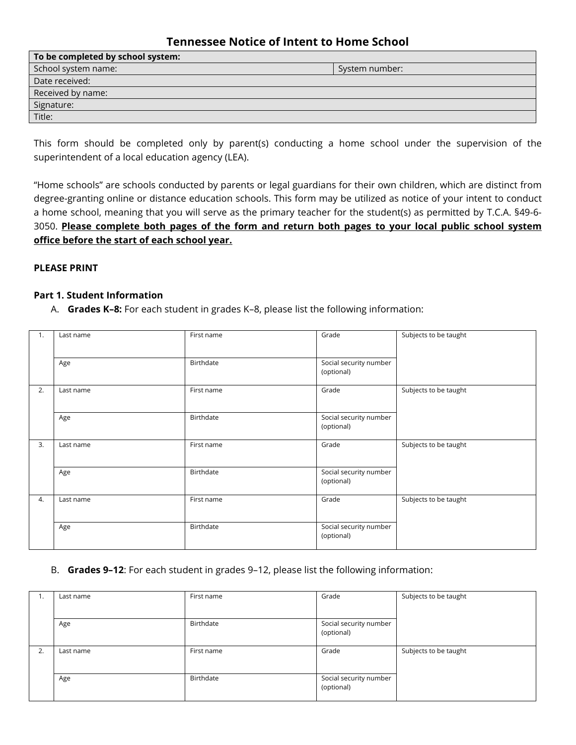# Tennessee Notice of Intent to Home School

| To be completed by school system: | |
|---|---|
| School system name: | System number: |
| Date received: | |
| Received by name: | |
| Signature: | |
| Title: | |

This form should be completed only by parent(s) conducting a home school under the supervision of the superintendent of a local education agency (LEA).

"Home schools" are schools conducted by parents or legal guardians for their own children, which are distinct from degree-granting online or distance education schools. This form may be utilized as notice of your intent to conduct a home school, meaning that you will serve as the primary teacher for the student(s) as permitted by T.C.A. §49-6-3050. **Please complete both pages of the form and return both pages to your local public school system office before the start of each school year.**

**PLEASE PRINT**

**Part 1. Student Information**

A. **Grades K–8:** For each student in grades K–8, please list the following information:

| | | | | |
|---|---|---|---|---|
| 1. | Last name | First name | Grade | Subjects to be taught |
| | Age | Birthdate | Social security number (optional) | |
| 2. | Last name | First name | Grade | Subjects to be taught |
| | Age | Birthdate | Social security number (optional) | |
| 3. | Last name | First name | Grade | Subjects to be taught |
| | Age | Birthdate | Social security number (optional) | |
| 4. | Last name | First name | Grade | Subjects to be taught |
| | Age | Birthdate | Social security number (optional) | |

B. **Grades 9–12**: For each student in grades 9–12, please list the following information:

| | | | | |
|---|---|---|---|---|
| 1. | Last name | First name | Grade | Subjects to be taught |
| | Age | Birthdate | Social security number (optional) | |
| 2. | Last name | First name | Grade | Subjects to be taught |
| | Age | Birthdate | Social security number (optional) | |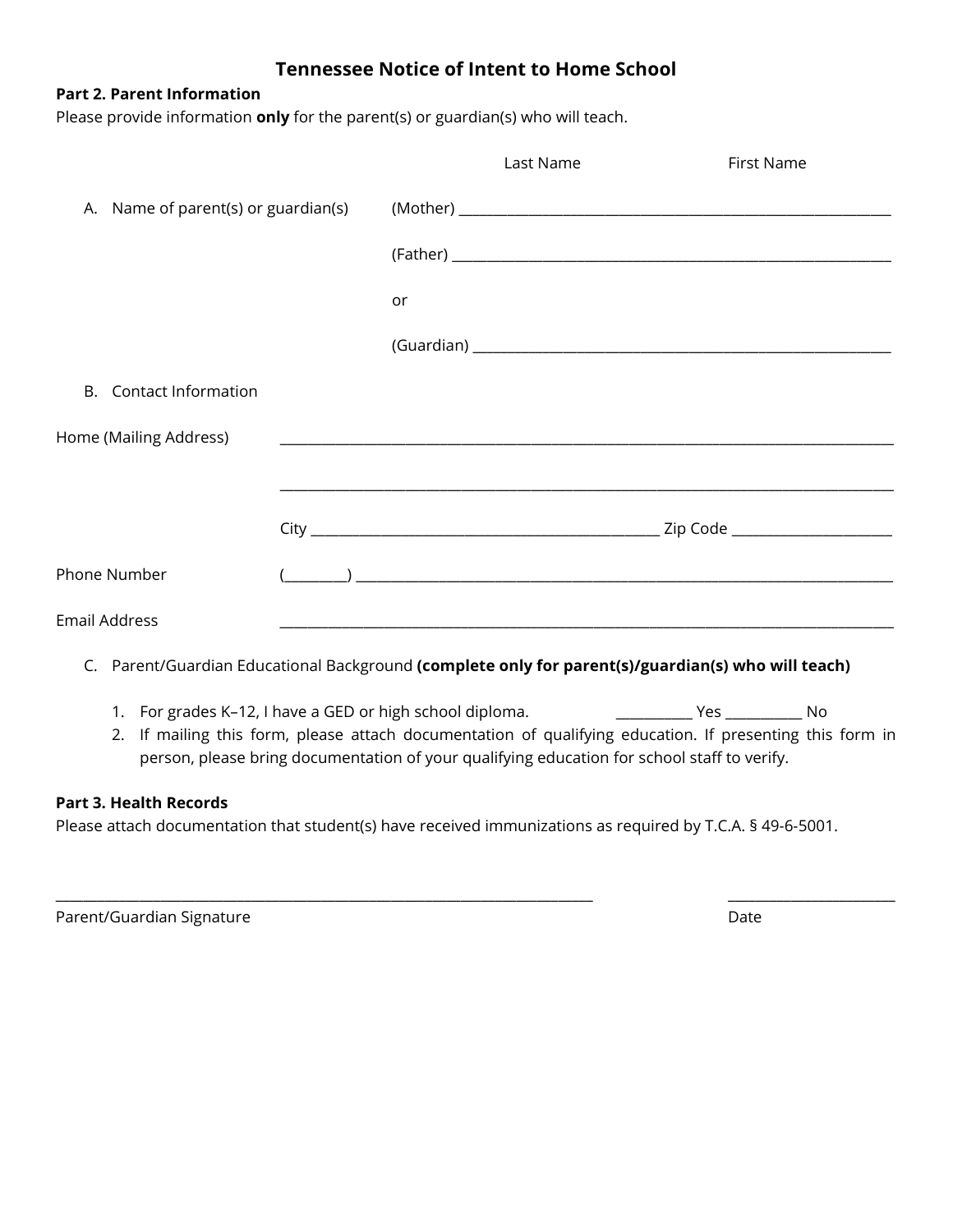# Tennessee Notice of Intent to Home School

**Part 2. Parent Information**

Please provide information **only** for the parent(s) or guardian(s) who will teach.

Last Name First Name

A. Name of parent(s) or guardian(s)

(Mother) ____________________________________________

(Father) ____________________________________________

or

(Guardian) ____________________________________________

B. Contact Information

Home (Mailing Address) ____________________________________________

____________________________________________

City ______________________________ Zip Code ______________

Phone Number (________) ____________________________________________

Email Address ____________________________________________

C. Parent/Guardian Educational Background **(complete only for parent(s)/guardian(s) who will teach)**

1. For grades K–12, I have a GED or high school diploma. ___________ Yes ___________ No
2. If mailing this form, please attach documentation of qualifying education. If presenting this form in person, please bring documentation of your qualifying education for school staff to verify.

**Part 3. Health Records**

Please attach documentation that student(s) have received immunizations as required by T.C.A. § 49-6-5001.

____________________________________________ ________________

Parent/Guardian Signature Date